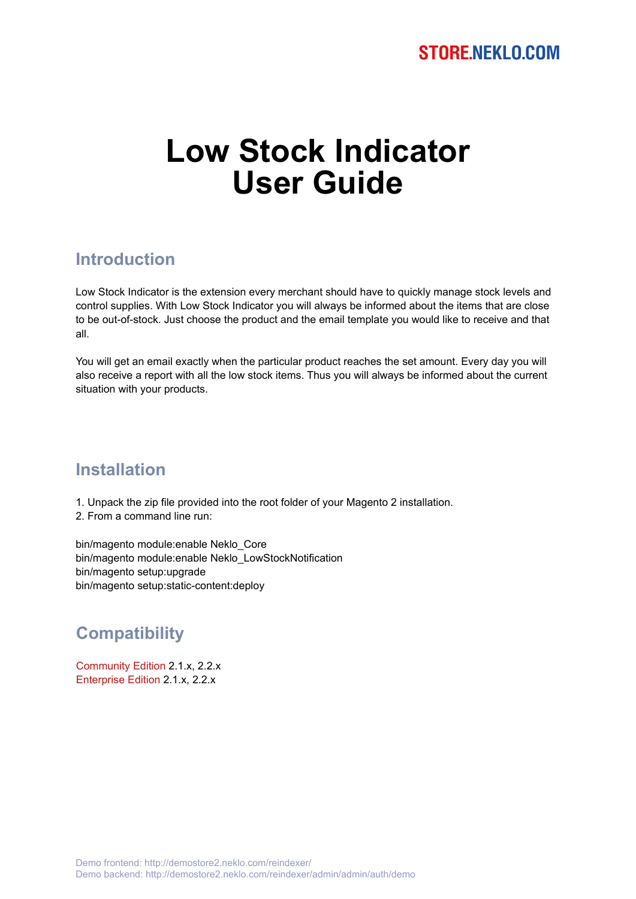STORE.NEKLO.COM

# Low Stock Indicator User Guide

## Introduction

Low Stock Indicator is the extension every merchant should have to quickly manage stock levels and control supplies. With Low Stock Indicator you will always be informed about the items that are close to be out-of-stock. Just choose the product and the email template you would like to receive and that all.

You will get an email exactly when the particular product reaches the set amount. Every day you will also receive a report with all the low stock items. Thus you will always be informed about the current situation with your products.

## Installation

1. Unpack the zip file provided into the root folder of your Magento 2 installation.
2. From a command line run:

```
bin/magento module:enable Neklo_Core
bin/magento module:enable Neklo_LowStockNotification
bin/magento setup:upgrade
bin/magento setup:static-content:deploy
```

## Compatibility

Community Edition 2.1.x, 2.2.x
Enterprise Edition 2.1.x, 2.2.x

Demo frontend: http://demostore2.neklo.com/reindexer/
Demo backend: http://demostore2.neklo.com/reindexer/admin/admin/auth/demo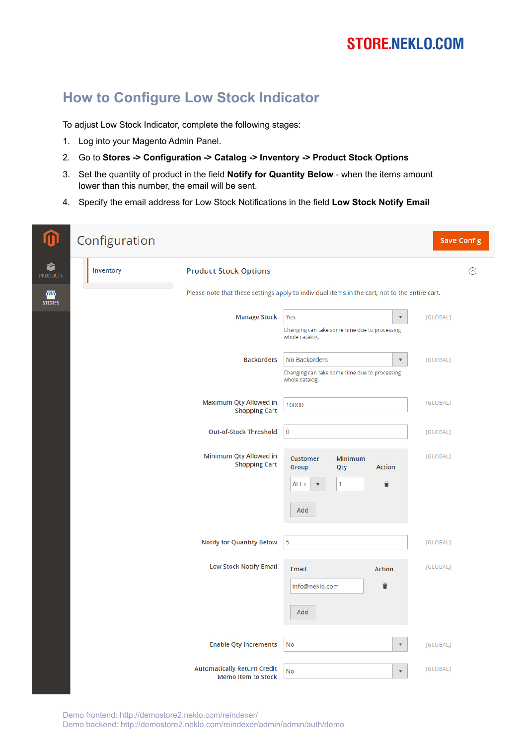# How to Configure Low Stock Indicator

To adjust Low Stock Indicator, complete the following stages:

1. Log into your Magento Admin Panel.
2. Go to **Stores -> Configuration -> Catalog -> Inventory -> Product Stock Options**
3. Set the quantity of product in the field **Notify for Quantity Below** - when the items amount lower than this number, the email will be sent.
4. Specify the email address for Low Stock Notifications in the field **Low Stock Notify Email**

Configuration | Save Config

PRODUCTS | STORES | Inventory

**Product Stock Options**

Please note that these settings apply to individual items in the cart, not to the entire cart.

| Setting | Value | Scope |
|---|---|---|
| Manage Stock | Yes (Changing can take some time due to processing whole catalog.) | [GLOBAL] |
| Backorders | No Backorders (Changing can take some time due to processing whole catalog.) | [GLOBAL] |
| Maximum Qty Allowed in Shopping Cart | 10000 | [GLOBAL] |
| Out-of-Stock Threshold | 0 | [GLOBAL] |
| Minimum Qty Allowed in Shopping Cart | Customer Group: ALL (; Minimum Qty: 1; Action; Add | [GLOBAL] |
| Notify for Quantity Below | 5 | [GLOBAL] |
| Low Stock Notify Email | Email: info@neklo.com; Action; Add | [GLOBAL] |
| Enable Qty Increments | No | [GLOBAL] |
| Automatically Return Credit Memo Item to Stock | No | [GLOBAL] |

Demo frontend: http://demostore2.neklo.com/reindexer/
Demo backend: http://demostore2.neklo.com/reindexer/admin/admin/auth/demo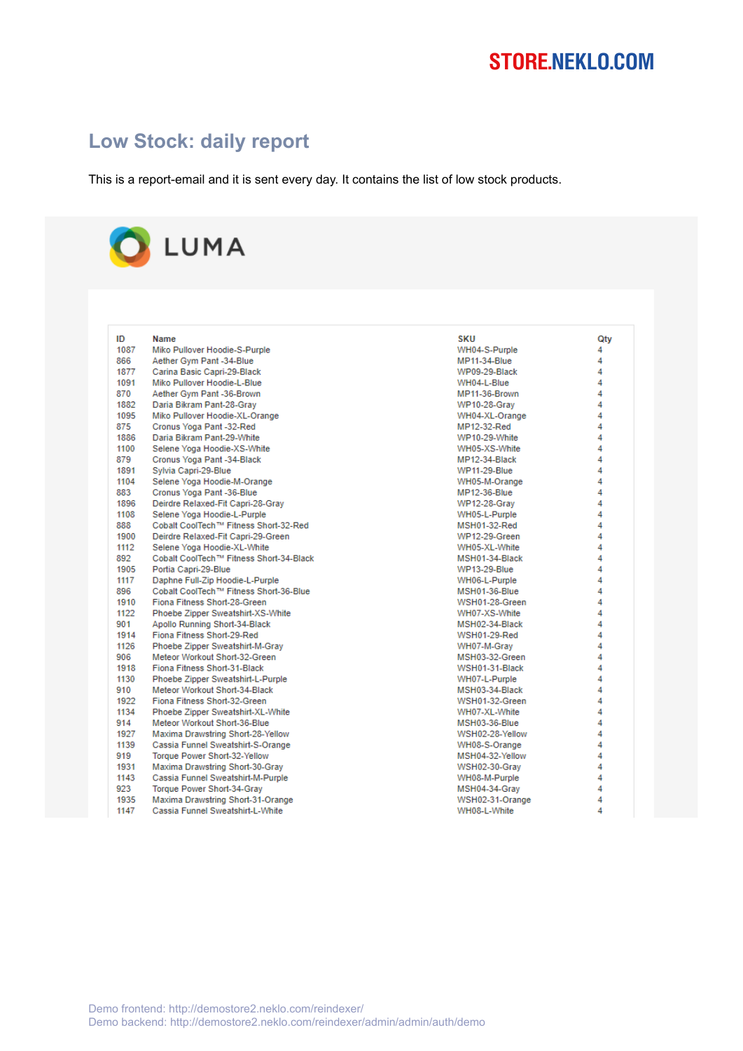STORE.NEKLO.COM

## Low Stock: daily report

This is a report-email and it is sent every day. It contains the list of low stock products.

LUMA

| ID | Name | SKU | Qty |
|---|---|---|---|
| 1087 | Miko Pullover Hoodie-S-Purple | WH04-S-Purple | 4 |
| 866 | Aether Gym Pant -34-Blue | MP11-34-Blue | 4 |
| 1877 | Carina Basic Capri-29-Black | WP09-29-Black | 4 |
| 1091 | Miko Pullover Hoodie-L-Blue | WH04-L-Blue | 4 |
| 870 | Aether Gym Pant -36-Brown | MP11-36-Brown | 4 |
| 1882 | Daria Bikram Pant-28-Gray | WP10-28-Gray | 4 |
| 1095 | Miko Pullover Hoodie-XL-Orange | WH04-XL-Orange | 4 |
| 875 | Cronus Yoga Pant -32-Red | MP12-32-Red | 4 |
| 1886 | Daria Bikram Pant-29-White | WP10-29-White | 4 |
| 1100 | Selene Yoga Hoodie-XS-White | WH05-XS-White | 4 |
| 879 | Cronus Yoga Pant -34-Black | MP12-34-Black | 4 |
| 1891 | Sylvia Capri-29-Blue | WP11-29-Blue | 4 |
| 1104 | Selene Yoga Hoodie-M-Orange | WH05-M-Orange | 4 |
| 883 | Cronus Yoga Pant -36-Blue | MP12-36-Blue | 4 |
| 1896 | Deirdre Relaxed-Fit Capri-28-Gray | WP12-28-Gray | 4 |
| 1108 | Selene Yoga Hoodie-L-Purple | WH05-L-Purple | 4 |
| 888 | Cobalt CoolTech™ Fitness Short-32-Red | MSH01-32-Red | 4 |
| 1900 | Deirdre Relaxed-Fit Capri-29-Green | WP12-29-Green | 4 |
| 1112 | Selene Yoga Hoodie-XL-White | WH05-XL-White | 4 |
| 892 | Cobalt CoolTech™ Fitness Short-34-Black | MSH01-34-Black | 4 |
| 1905 | Portia Capri-29-Blue | WP13-29-Blue | 4 |
| 1117 | Daphne Full-Zip Hoodie-L-Purple | WH06-L-Purple | 4 |
| 896 | Cobalt CoolTech™ Fitness Short-36-Blue | MSH01-36-Blue | 4 |
| 1910 | Fiona Fitness Short-28-Green | WSH01-28-Green | 4 |
| 1122 | Phoebe Zipper Sweatshirt-XS-White | WH07-XS-White | 4 |
| 901 | Apollo Running Short-34-Black | MSH02-34-Black | 4 |
| 1914 | Fiona Fitness Short-29-Red | WSH01-29-Red | 4 |
| 1126 | Phoebe Zipper Sweatshirt-M-Gray | WH07-M-Gray | 4 |
| 906 | Meteor Workout Short-32-Green | MSH03-32-Green | 4 |
| 1918 | Fiona Fitness Short-31-Black | WSH01-31-Black | 4 |
| 1130 | Phoebe Zipper Sweatshirt-L-Purple | WH07-L-Purple | 4 |
| 910 | Meteor Workout Short-34-Black | MSH03-34-Black | 4 |
| 1922 | Fiona Fitness Short-32-Green | WSH01-32-Green | 4 |
| 1134 | Phoebe Zipper Sweatshirt-XL-White | WH07-XL-White | 4 |
| 914 | Meteor Workout Short-36-Blue | MSH03-36-Blue | 4 |
| 1927 | Maxima Drawstring Short-28-Yellow | WSH02-28-Yellow | 4 |
| 1139 | Cassia Funnel Sweatshirt-S-Orange | WH08-S-Orange | 4 |
| 919 | Torque Power Short-32-Yellow | MSH04-32-Yellow | 4 |
| 1931 | Maxima Drawstring Short-30-Gray | WSH02-30-Gray | 4 |
| 1143 | Cassia Funnel Sweatshirt-M-Purple | WH08-M-Purple | 4 |
| 923 | Torque Power Short-34-Gray | MSH04-34-Gray | 4 |
| 1935 | Maxima Drawstring Short-31-Orange | WSH02-31-Orange | 4 |
| 1147 | Cassia Funnel Sweatshirt-L-White | WH08-L-White | 4 |

Demo frontend: http://demostore2.neklo.com/reindexer/
Demo backend: http://demostore2.neklo.com/reindexer/admin/admin/auth/demo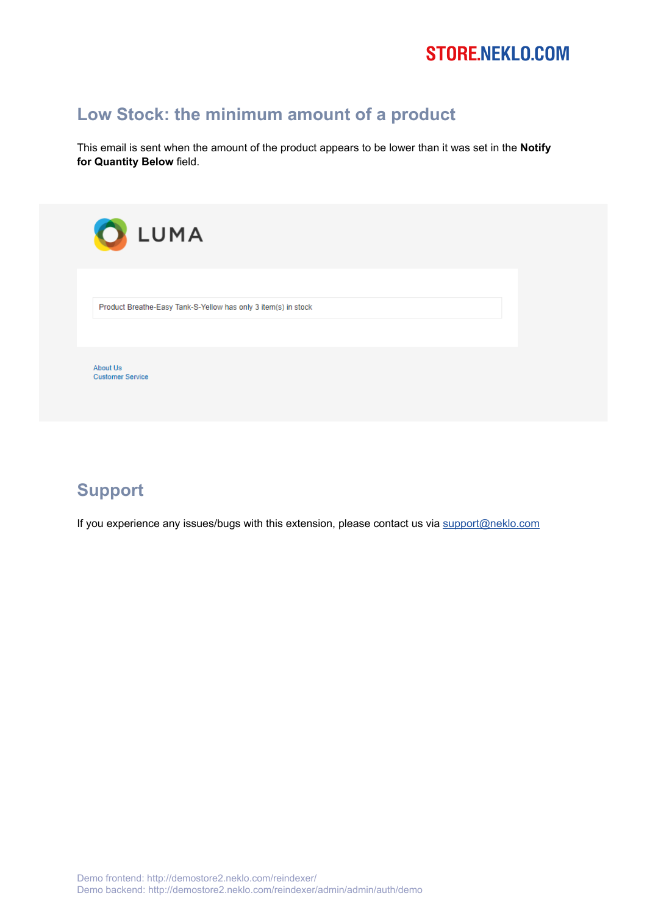## Low Stock: the minimum amount of a product

This email is sent when the amount of the product appears to be lower than it was set in the **Notify for Quantity Below** field.

LUMA

Product Breathe-Easy Tank-S-Yellow has only 3 item(s) in stock

About Us
Customer Service

## Support

If you experience any issues/bugs with this extension, please contact us via support@neklo.com

Demo frontend: http://demostore2.neklo.com/reindexer/
Demo backend: http://demostore2.neklo.com/reindexer/admin/admin/auth/demo